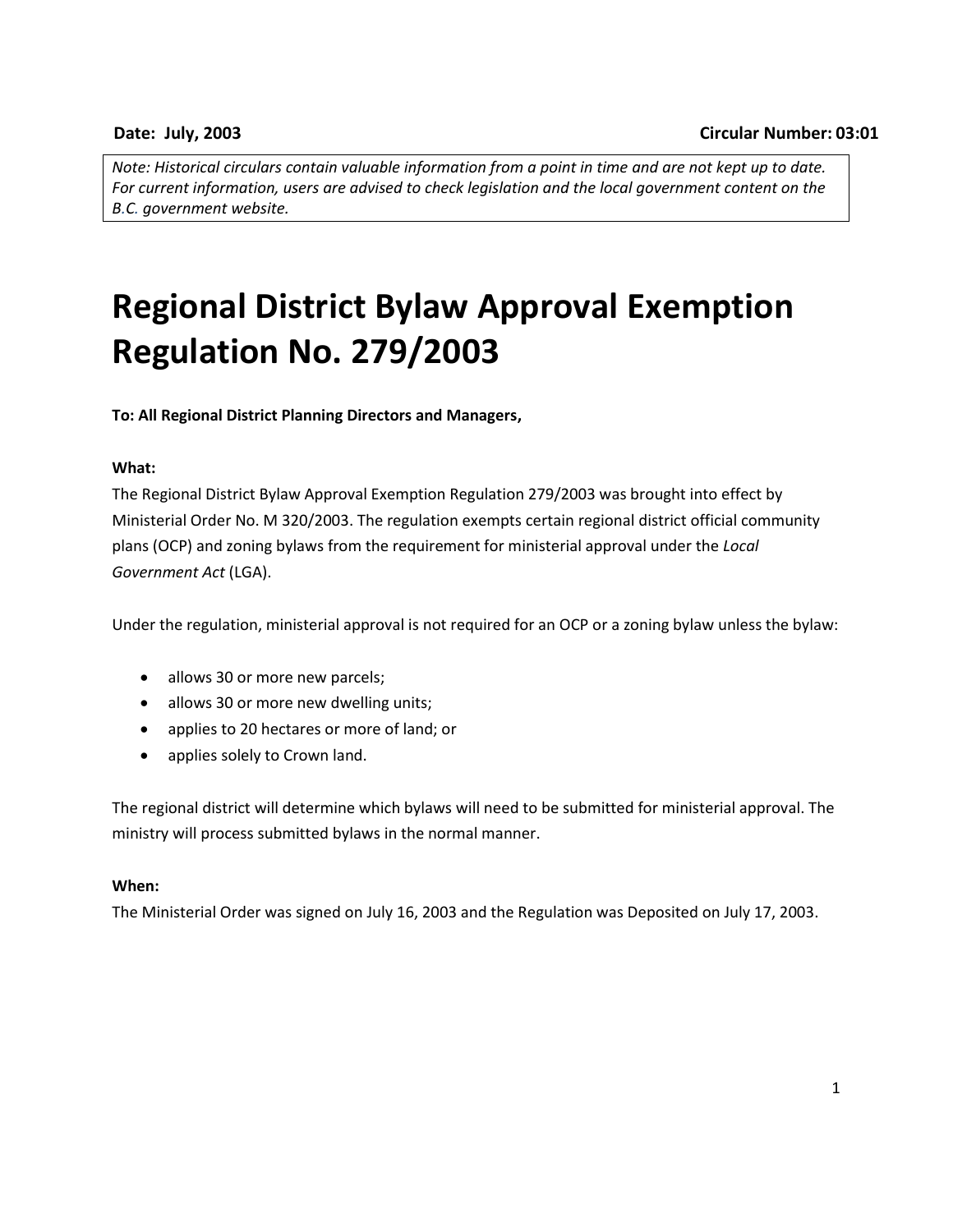**Date: July, 2003** **Circular Number: 03:01**

*Note: Historical circulars contain valuable information from a point in time and are not kept up to date. For current information, users are advised to check legislation and the local government content on the B.C. government website.*

# Regional District Bylaw Approval Exemption Regulation No. 279/2003

**To: All Regional District Planning Directors and Managers,**

**What:**

The Regional District Bylaw Approval Exemption Regulation 279/2003 was brought into effect by Ministerial Order No. M 320/2003. The regulation exempts certain regional district official community plans (OCP) and zoning bylaws from the requirement for ministerial approval under the *Local Government Act* (LGA).

Under the regulation, ministerial approval is not required for an OCP or a zoning bylaw unless the bylaw:

- allows 30 or more new parcels;
- allows 30 or more new dwelling units;
- applies to 20 hectares or more of land; or
- applies solely to Crown land.

The regional district will determine which bylaws will need to be submitted for ministerial approval. The ministry will process submitted bylaws in the normal manner.

**When:**

The Ministerial Order was signed on July 16, 2003 and the Regulation was Deposited on July 17, 2003.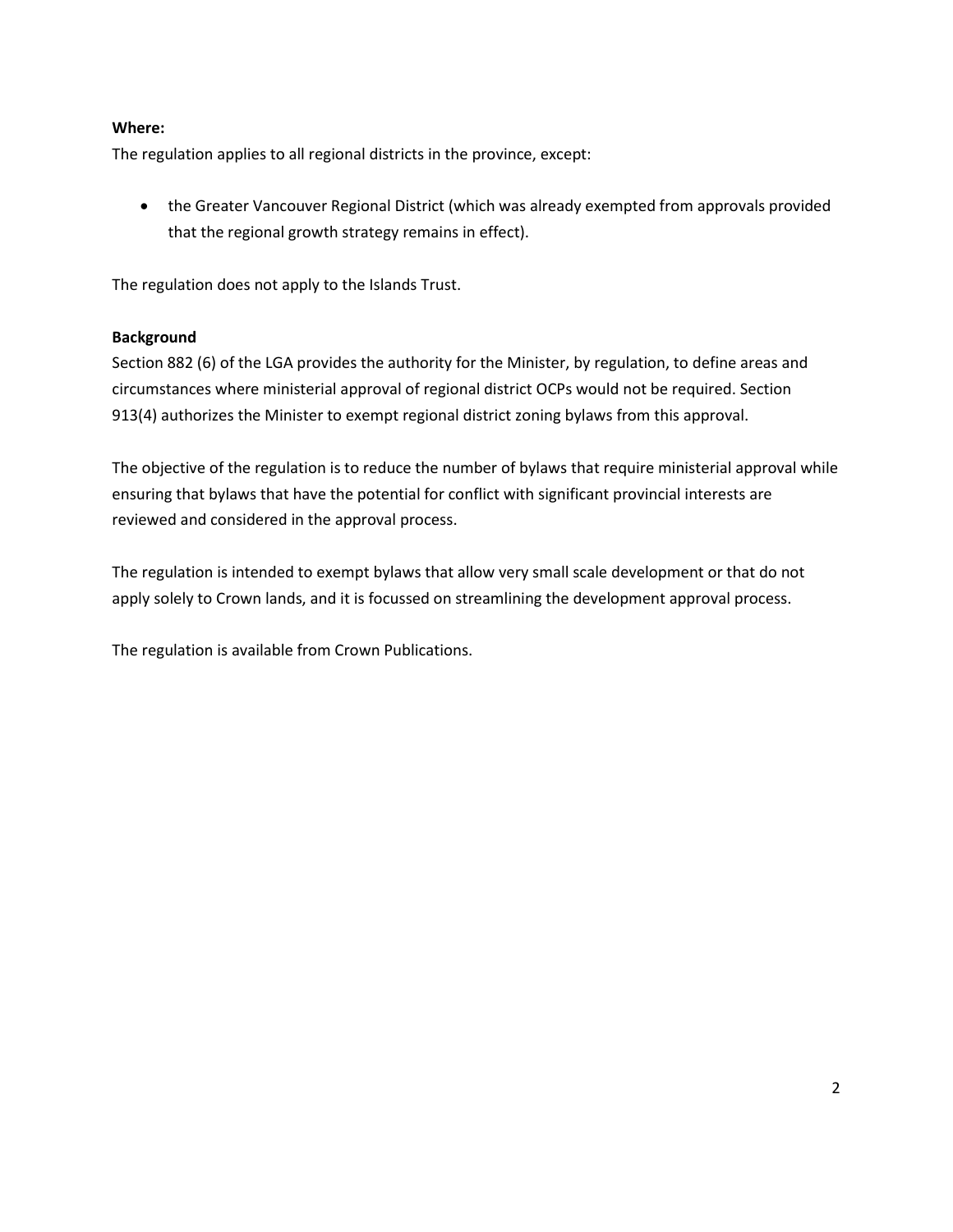**Where:**

The regulation applies to all regional districts in the province, except:

- the Greater Vancouver Regional District (which was already exempted from approvals provided that the regional growth strategy remains in effect).

The regulation does not apply to the Islands Trust.

**Background**

Section 882 (6) of the LGA provides the authority for the Minister, by regulation, to define areas and circumstances where ministerial approval of regional district OCPs would not be required. Section 913(4) authorizes the Minister to exempt regional district zoning bylaws from this approval.

The objective of the regulation is to reduce the number of bylaws that require ministerial approval while ensuring that bylaws that have the potential for conflict with significant provincial interests are reviewed and considered in the approval process.

The regulation is intended to exempt bylaws that allow very small scale development or that do not apply solely to Crown lands, and it is focussed on streamlining the development approval process.

The regulation is available from Crown Publications.